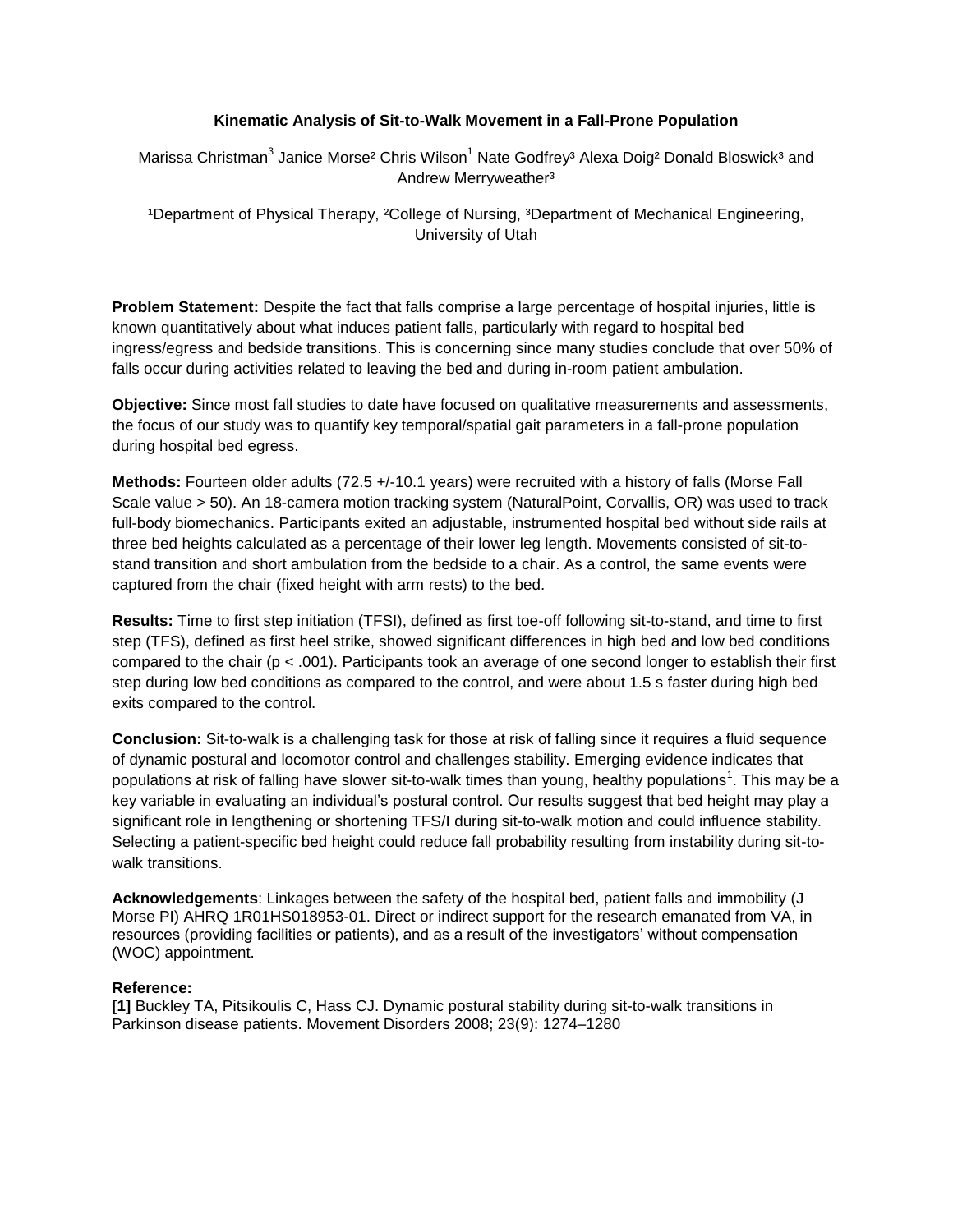# Kinematic Analysis of Sit-to-Walk Movement in a Fall-Prone Population

Marissa Christman[3] Janice Morse[2] Chris Wilson[1] Nate Godfrey[3] Alexa Doig[2] Donald Bloswick[3] and Andrew Merryweather[3]

[1]Department of Physical Therapy, [2]College of Nursing, [3]Department of Mechanical Engineering, University of Utah

**Problem Statement:** Despite the fact that falls comprise a large percentage of hospital injuries, little is known quantitatively about what induces patient falls, particularly with regard to hospital bed ingress/egress and bedside transitions. This is concerning since many studies conclude that over 50% of falls occur during activities related to leaving the bed and during in-room patient ambulation.

**Objective:** Since most fall studies to date have focused on qualitative measurements and assessments, the focus of our study was to quantify key temporal/spatial gait parameters in a fall-prone population during hospital bed egress.

**Methods:** Fourteen older adults (72.5 +/-10.1 years) were recruited with a history of falls (Morse Fall Scale value > 50). An 18-camera motion tracking system (NaturalPoint, Corvallis, OR) was used to track full-body biomechanics. Participants exited an adjustable, instrumented hospital bed without side rails at three bed heights calculated as a percentage of their lower leg length. Movements consisted of sit-to-stand transition and short ambulation from the bedside to a chair. As a control, the same events were captured from the chair (fixed height with arm rests) to the bed.

**Results:** Time to first step initiation (TFSI), defined as first toe-off following sit-to-stand, and time to first step (TFS), defined as first heel strike, showed significant differences in high bed and low bed conditions compared to the chair ($p < .001$). Participants took an average of one second longer to establish their first step during low bed conditions as compared to the control, and were about 1.5 s faster during high bed exits compared to the control.

**Conclusion:** Sit-to-walk is a challenging task for those at risk of falling since it requires a fluid sequence of dynamic postural and locomotor control and challenges stability. Emerging evidence indicates that populations at risk of falling have slower sit-to-walk times than young, healthy populations[1]. This may be a key variable in evaluating an individual's postural control. Our results suggest that bed height may play a significant role in lengthening or shortening TFS/I during sit-to-walk motion and could influence stability. Selecting a patient-specific bed height could reduce fall probability resulting from instability during sit-to-walk transitions.

**Acknowledgements**: Linkages between the safety of the hospital bed, patient falls and immobility (J Morse PI) AHRQ 1R01HS018953-01. Direct or indirect support for the research emanated from VA, in resources (providing facilities or patients), and as a result of the investigators' without compensation (WOC) appointment.

**Reference:**

**[1]** Buckley TA, Pitsikoulis C, Hass CJ. Dynamic postural stability during sit-to-walk transitions in Parkinson disease patients. Movement Disorders 2008; 23(9): 1274–1280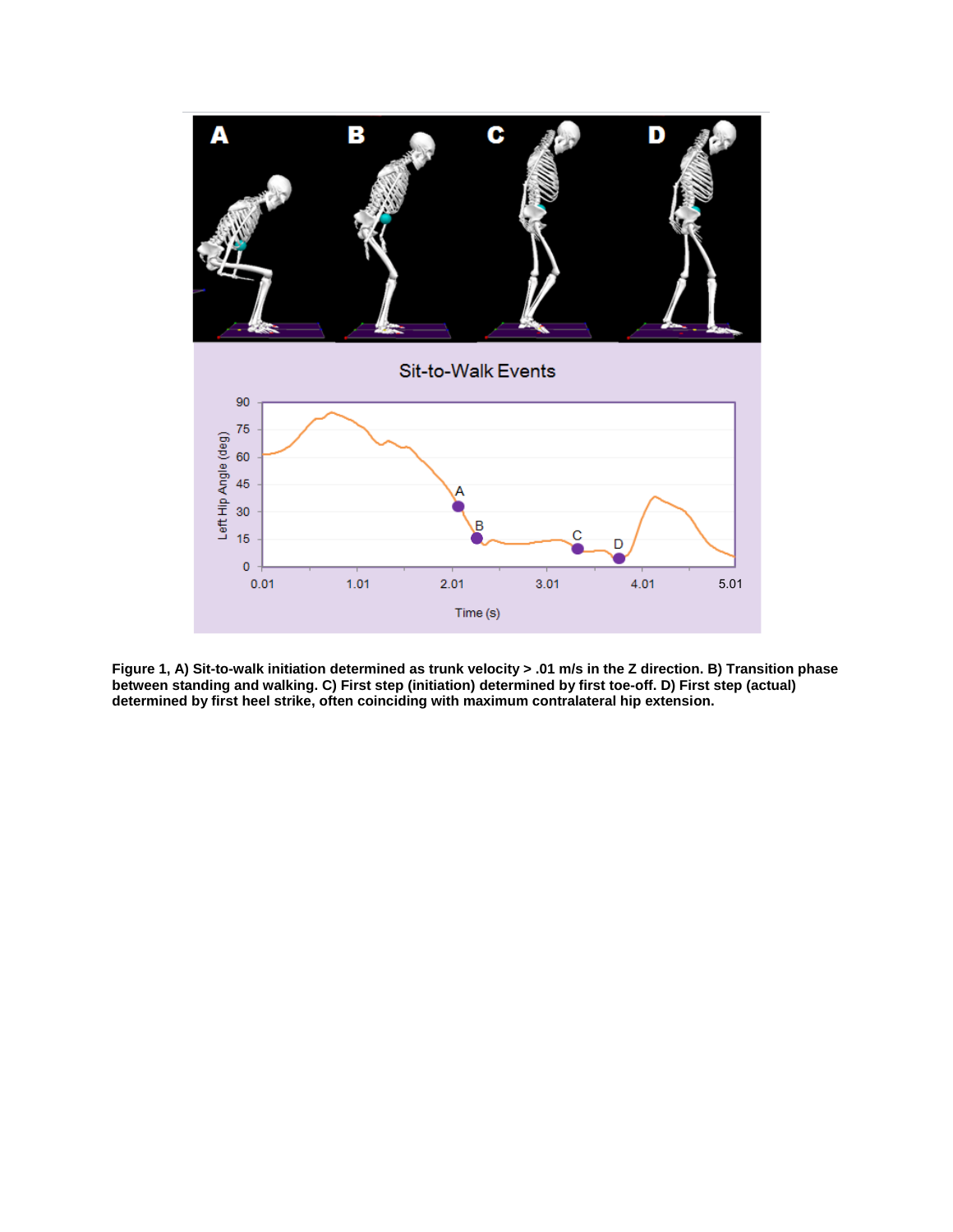A B C D

Sit-to-Walk Events

Left Hip Angle (deg)

90
75
60
45
30
15
0

0.01 1.01 2.01 3.01 4.01 5.01

Time (s)

A B C D

**Figure 1, A) Sit-to-walk initiation determined as trunk velocity > .01 m/s in the Z direction. B) Transition phase between standing and walking. C) First step (initiation) determined by first toe-off. D) First step (actual) determined by first heel strike, often coinciding with maximum contralateral hip extension.**